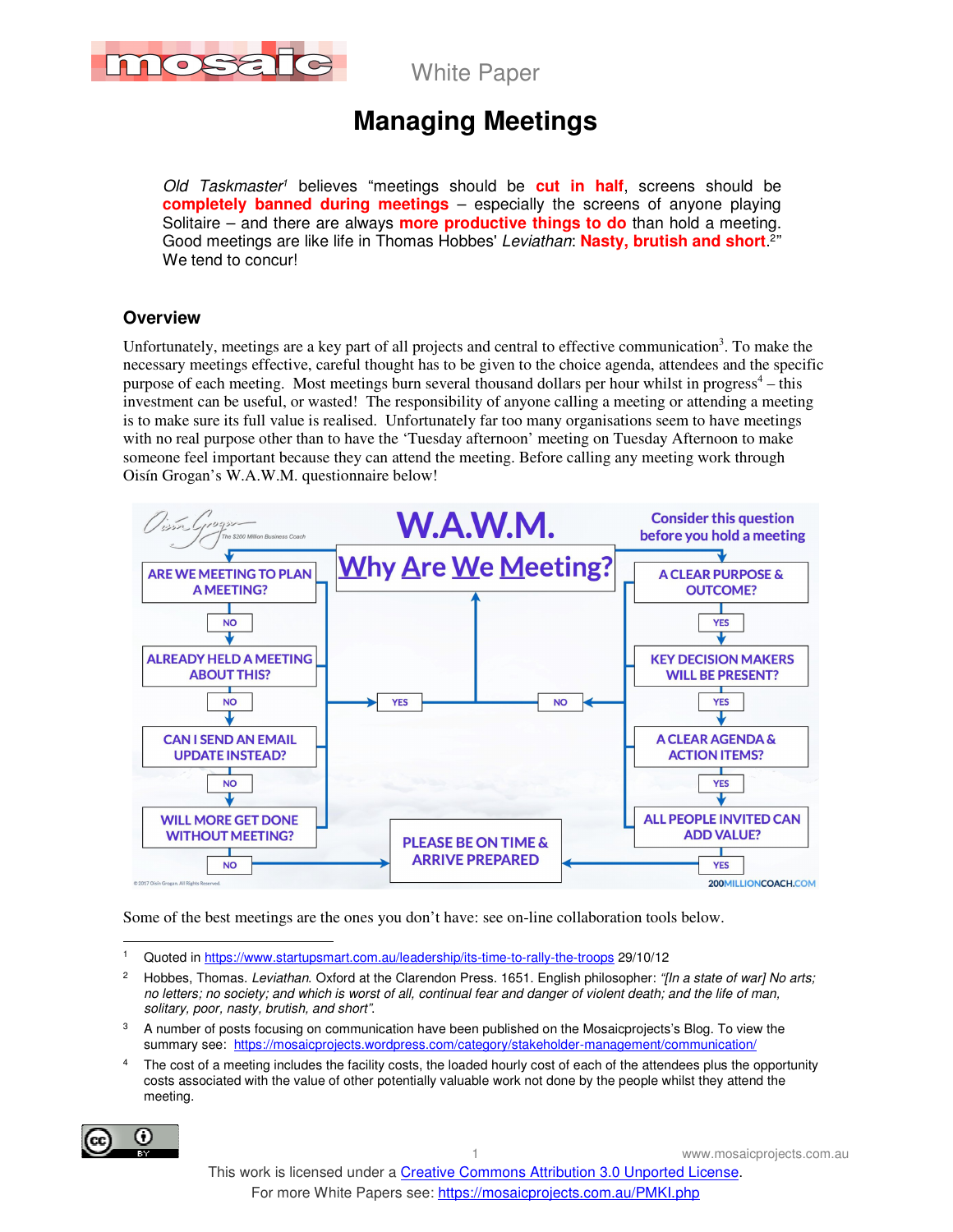# Managing Meetings

*Old Taskmaster*[1] believes "meetings should be **cut in half**, screens should be **completely banned during meetings** – especially the screens of anyone playing Solitaire – and there are always **more productive things to do** than hold a meeting. Good meetings are like life in Thomas Hobbes' *Leviathan*: **Nasty, brutish and short**.[2]" We tend to concur!

## Overview

Unfortunately, meetings are a key part of all projects and central to effective communication[3]. To make the necessary meetings effective, careful thought has to be given to the choice agenda, attendees and the specific purpose of each meeting. Most meetings burn several thousand dollars per hour whilst in progress[4] – this investment can be useful, or wasted! The responsibility of anyone calling a meeting or attending a meeting is to make sure its full value is realised. Unfortunately far too many organisations seem to have meetings with no real purpose other than to have the 'Tuesday afternoon' meeting on Tuesday Afternoon to make someone feel important because they can attend the meeting. Before calling any meeting work through Oisín Grogan's W.A.W.M. questionnaire below!

Oisín Grogan
The $200 Million Business Coach

W.A.W.M.

Why Are We Meeting?

Consider this question before you hold a meeting

ARE WE MEETING TO PLAN A MEETING?

NO

ALREADY HELD A MEETING ABOUT THIS?

NO

CAN I SEND AN EMAIL UPDATE INSTEAD?

NO

WILL MORE GET DONE WITHOUT MEETING?

NO

YES

NO

A CLEAR PURPOSE & OUTCOME?

YES

KEY DECISION MAKERS WILL BE PRESENT?

YES

A CLEAR AGENDA & ACTION ITEMS?

YES

ALL PEOPLE INVITED CAN ADD VALUE?

YES

PLEASE BE ON TIME & ARRIVE PREPARED

© 2017 Oisín Grogan. All Rights Reserved.

200MILLIONCOACH.COM

Some of the best meetings are the ones you don't have: see on-line collaboration tools below.

---

1 Quoted in https://www.startupsmart.com.au/leadership/its-time-to-rally-the-troops 29/10/12

2 Hobbes, Thomas. *Leviathan.* Oxford at the Clarendon Press. 1651. English philosopher: *"[In a state of war] No arts; no letters; no society; and which is worst of all, continual fear and danger of violent death; and the life of man, solitary, poor, nasty, brutish, and short".*

3 A number of posts focusing on communication have been published on the Mosaicprojects's Blog. To view the summary see: https://mosaicprojects.wordpress.com/category/stakeholder-management/communication/

4 The cost of a meeting includes the facility costs, the loaded hourly cost of each of the attendees plus the opportunity costs associated with the value of other potentially valuable work not done by the people whilst they attend the meeting.

This work is licensed under a Creative Commons Attribution 3.0 Unported License.
For more White Papers see: https://mosaicprojects.com.au/PMKI.php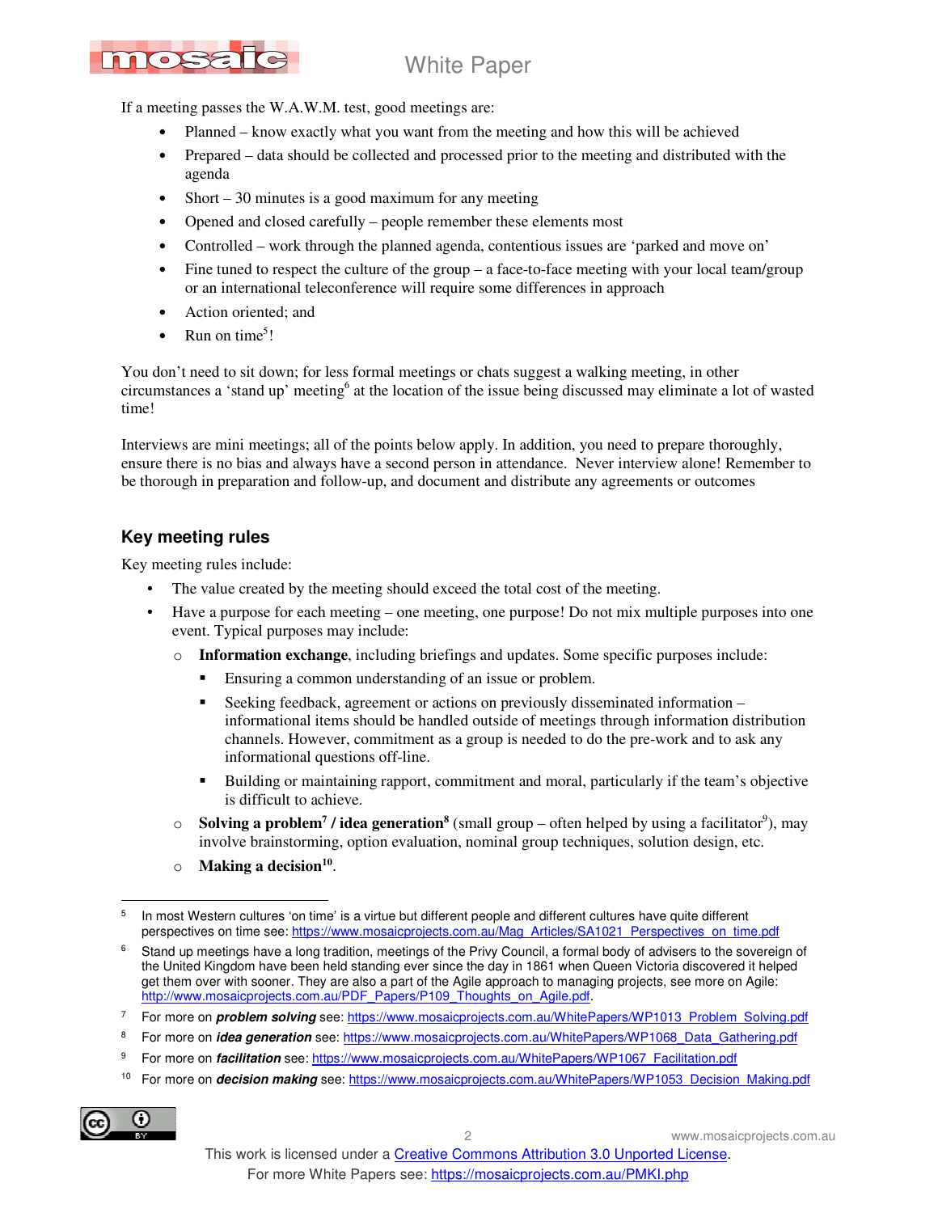If a meeting passes the W.A.W.M. test, good meetings are:

- Planned – know exactly what you want from the meeting and how this will be achieved
- Prepared – data should be collected and processed prior to the meeting and distributed with the agenda
- Short – 30 minutes is a good maximum for any meeting
- Opened and closed carefully – people remember these elements most
- Controlled – work through the planned agenda, contentious issues are 'parked and move on'
- Fine tuned to respect the culture of the group – a face-to-face meeting with your local team/group or an international teleconference will require some differences in approach
- Action oriented; and
- Run on time[5]!

You don't need to sit down; for less formal meetings or chats suggest a walking meeting, in other circumstances a 'stand up' meeting[6] at the location of the issue being discussed may eliminate a lot of wasted time!

Interviews are mini meetings; all of the points below apply. In addition, you need to prepare thoroughly, ensure there is no bias and always have a second person in attendance. Never interview alone! Remember to be thorough in preparation and follow-up, and document and distribute any agreements or outcomes

## Key meeting rules

Key meeting rules include:

- The value created by the meeting should exceed the total cost of the meeting.
- Have a purpose for each meeting – one meeting, one purpose! Do not mix multiple purposes into one event. Typical purposes may include:
  - **Information exchange**, including briefings and updates. Some specific purposes include:
    - Ensuring a common understanding of an issue or problem.
    - Seeking feedback, agreement or actions on previously disseminated information – informational items should be handled outside of meetings through information distribution channels. However, commitment as a group is needed to do the pre-work and to ask any informational questions off-line.
    - Building or maintaining rapport, commitment and moral, particularly if the team's objective is difficult to achieve.
  - **Solving a problem[7] / idea generation[8]** (small group – often helped by using a facilitator[9]), may involve brainstorming, option evaluation, nominal group techniques, solution design, etc.
  - **Making a decision[10]**.

---

[5] In most Western cultures 'on time' is a virtue but different people and different cultures have quite different perspectives on time see: https://www.mosaicprojects.com.au/Mag_Articles/SA1021_Perspectives_on_time.pdf

[6] Stand up meetings have a long tradition, meetings of the Privy Council, a formal body of advisers to the sovereign of the United Kingdom have been held standing ever since the day in 1861 when Queen Victoria discovered it helped get them over with sooner. They are also a part of the Agile approach to managing projects, see more on Agile: http://www.mosaicprojects.com.au/PDF_Papers/P109_Thoughts_on_Agile.pdf.

[7] For more on ***problem solving*** see: https://www.mosaicprojects.com.au/WhitePapers/WP1013_Problem_Solving.pdf

[8] For more on ***idea generation*** see: https://www.mosaicprojects.com.au/WhitePapers/WP1068_Data_Gathering.pdf

[9] For more on ***facilitation*** see: https://www.mosaicprojects.com.au/WhitePapers/WP1067_Facilitation.pdf

[10] For more on ***decision making*** see: https://www.mosaicprojects.com.au/WhitePapers/WP1053_Decision_Making.pdf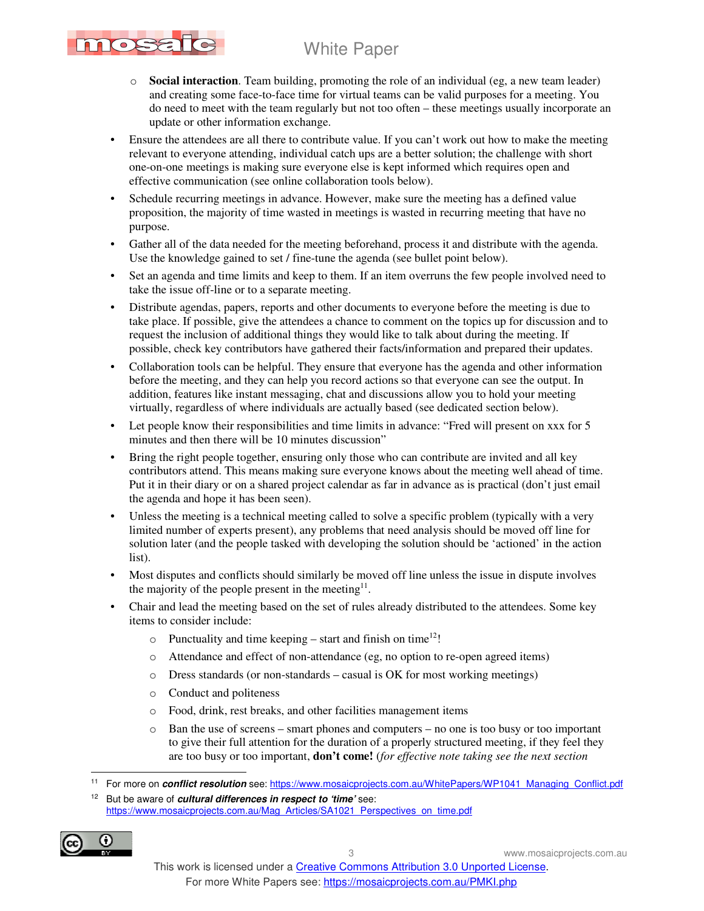- **Social interaction**. Team building, promoting the role of an individual (eg, a new team leader) and creating some face-to-face time for virtual teams can be valid purposes for a meeting. You do need to meet with the team regularly but not too often – these meetings usually incorporate an update or other information exchange.

- Ensure the attendees are all there to contribute value. If you can't work out how to make the meeting relevant to everyone attending, individual catch ups are a better solution; the challenge with short one-on-one meetings is making sure everyone else is kept informed which requires open and effective communication (see online collaboration tools below).
- Schedule recurring meetings in advance. However, make sure the meeting has a defined value proposition, the majority of time wasted in meetings is wasted in recurring meeting that have no purpose.
- Gather all of the data needed for the meeting beforehand, process it and distribute with the agenda. Use the knowledge gained to set / fine-tune the agenda (see bullet point below).
- Set an agenda and time limits and keep to them. If an item overruns the few people involved need to take the issue off-line or to a separate meeting.
- Distribute agendas, papers, reports and other documents to everyone before the meeting is due to take place. If possible, give the attendees a chance to comment on the topics up for discussion and to request the inclusion of additional things they would like to talk about during the meeting. If possible, check key contributors have gathered their facts/information and prepared their updates.
- Collaboration tools can be helpful. They ensure that everyone has the agenda and other information before the meeting, and they can help you record actions so that everyone can see the output. In addition, features like instant messaging, chat and discussions allow you to hold your meeting virtually, regardless of where individuals are actually based (see dedicated section below).
- Let people know their responsibilities and time limits in advance: "Fred will present on xxx for 5 minutes and then there will be 10 minutes discussion"
- Bring the right people together, ensuring only those who can contribute are invited and all key contributors attend. This means making sure everyone knows about the meeting well ahead of time. Put it in their diary or on a shared project calendar as far in advance as is practical (don't just email the agenda and hope it has been seen).
- Unless the meeting is a technical meeting called to solve a specific problem (typically with a very limited number of experts present), any problems that need analysis should be moved off line for solution later (and the people tasked with developing the solution should be 'actioned' in the action list).
- Most disputes and conflicts should similarly be moved off line unless the issue in dispute involves the majority of the people present in the meeting[11].
- Chair and lead the meeting based on the set of rules already distributed to the attendees. Some key items to consider include:
  - Punctuality and time keeping – start and finish on time[12]!
  - Attendance and effect of non-attendance (eg, no option to re-open agreed items)
  - Dress standards (or non-standards – casual is OK for most working meetings)
  - Conduct and politeness
  - Food, drink, rest breaks, and other facilities management items
  - Ban the use of screens – smart phones and computers – no one is too busy or too important to give their full attention for the duration of a properly structured meeting, if they feel they are too busy or too important, **don't come!** (*for effective note taking see the next section*

---

[11] For more on ***conflict resolution*** see: https://www.mosaicprojects.com.au/WhitePapers/WP1041_Managing_Conflict.pdf

[12] But be aware of ***cultural differences in respect to 'time'*** see: https://www.mosaicprojects.com.au/Mag_Articles/SA1021_Perspectives_on_time.pdf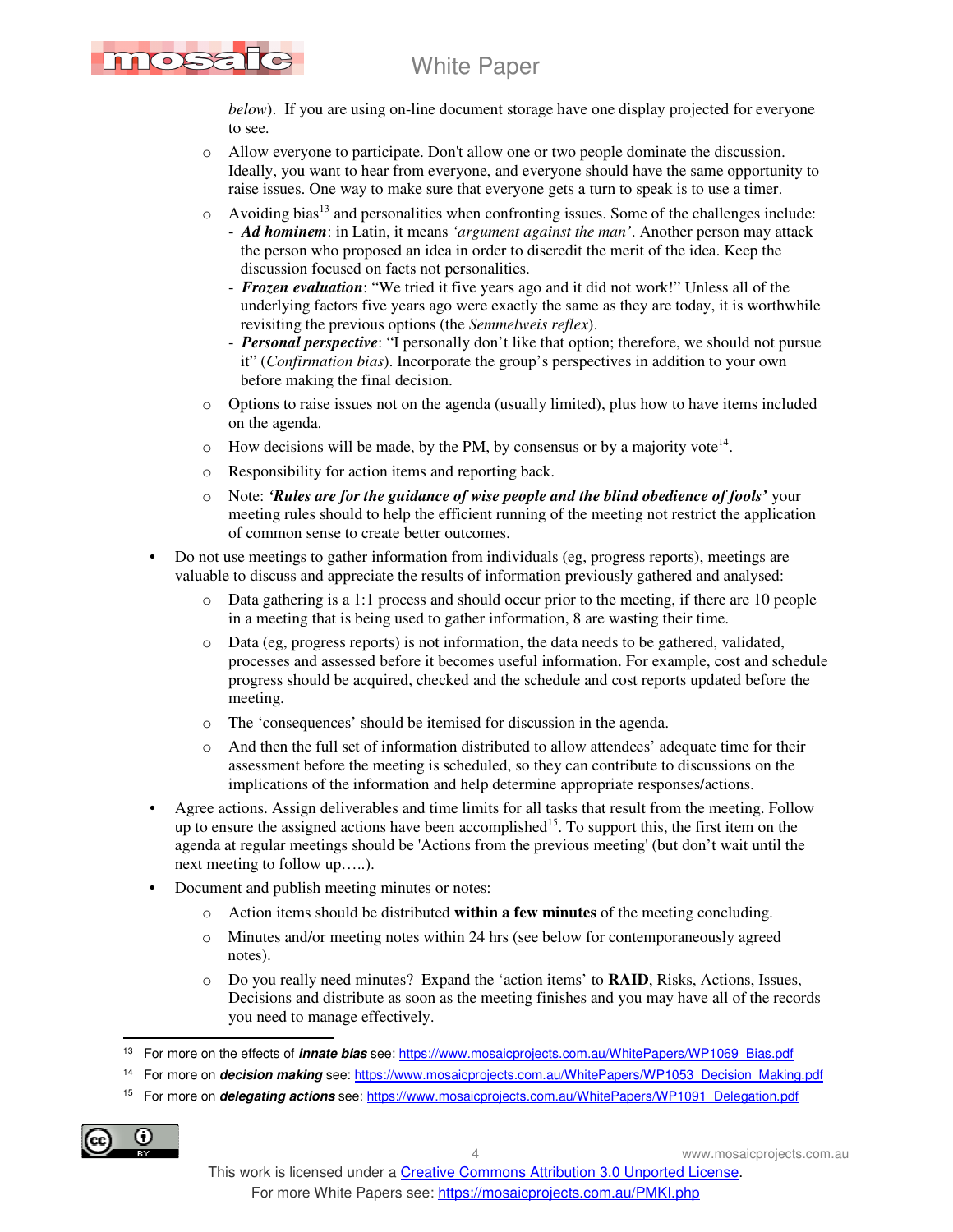*below*). If you are using on-line document storage have one display projected for everyone to see.

- Allow everyone to participate. Don't allow one or two people dominate the discussion. Ideally, you want to hear from everyone, and everyone should have the same opportunity to raise issues. One way to make sure that everyone gets a turn to speak is to use a timer.
- Avoiding bias[13] and personalities when confronting issues. Some of the challenges include:
  - ***Ad hominem***: in Latin, it means *'argument against the man'*. Another person may attack the person who proposed an idea in order to discredit the merit of the idea. Keep the discussion focused on facts not personalities.
  - ***Frozen evaluation***: "We tried it five years ago and it did not work!" Unless all of the underlying factors five years ago were exactly the same as they are today, it is worthwhile revisiting the previous options (the *Semmelweis reflex*).
  - ***Personal perspective***: "I personally don't like that option; therefore, we should not pursue it" (*Confirmation bias*). Incorporate the group's perspectives in addition to your own before making the final decision.
- Options to raise issues not on the agenda (usually limited), plus how to have items included on the agenda.
- How decisions will be made, by the PM, by consensus or by a majority vote[14].
- Responsibility for action items and reporting back.
- Note: ***'Rules are for the guidance of wise people and the blind obedience of fools'*** your meeting rules should to help the efficient running of the meeting not restrict the application of common sense to create better outcomes.

- Do not use meetings to gather information from individuals (eg, progress reports), meetings are valuable to discuss and appreciate the results of information previously gathered and analysed:
  - Data gathering is a 1:1 process and should occur prior to the meeting, if there are 10 people in a meeting that is being used to gather information, 8 are wasting their time.
  - Data (eg, progress reports) is not information, the data needs to be gathered, validated, processes and assessed before it becomes useful information. For example, cost and schedule progress should be acquired, checked and the schedule and cost reports updated before the meeting.
  - The 'consequences' should be itemised for discussion in the agenda.
  - And then the full set of information distributed to allow attendees' adequate time for their assessment before the meeting is scheduled, so they can contribute to discussions on the implications of the information and help determine appropriate responses/actions.
- Agree actions. Assign deliverables and time limits for all tasks that result from the meeting. Follow up to ensure the assigned actions have been accomplished[15]. To support this, the first item on the agenda at regular meetings should be 'Actions from the previous meeting' (but don't wait until the next meeting to follow up…..).
- Document and publish meeting minutes or notes:
  - Action items should be distributed **within a few minutes** of the meeting concluding.
  - Minutes and/or meeting notes within 24 hrs (see below for contemporaneously agreed notes).
  - Do you really need minutes? Expand the 'action items' to **RAID**, Risks, Actions, Issues, Decisions and distribute as soon as the meeting finishes and you may have all of the records you need to manage effectively.

---

[13] For more on the effects of ***innate bias*** see: https://www.mosaicprojects.com.au/WhitePapers/WP1069_Bias.pdf

[14] For more on ***decision making*** see: https://www.mosaicprojects.com.au/WhitePapers/WP1053_Decision_Making.pdf

[15] For more on ***delegating actions*** see: https://www.mosaicprojects.com.au/WhitePapers/WP1091_Delegation.pdf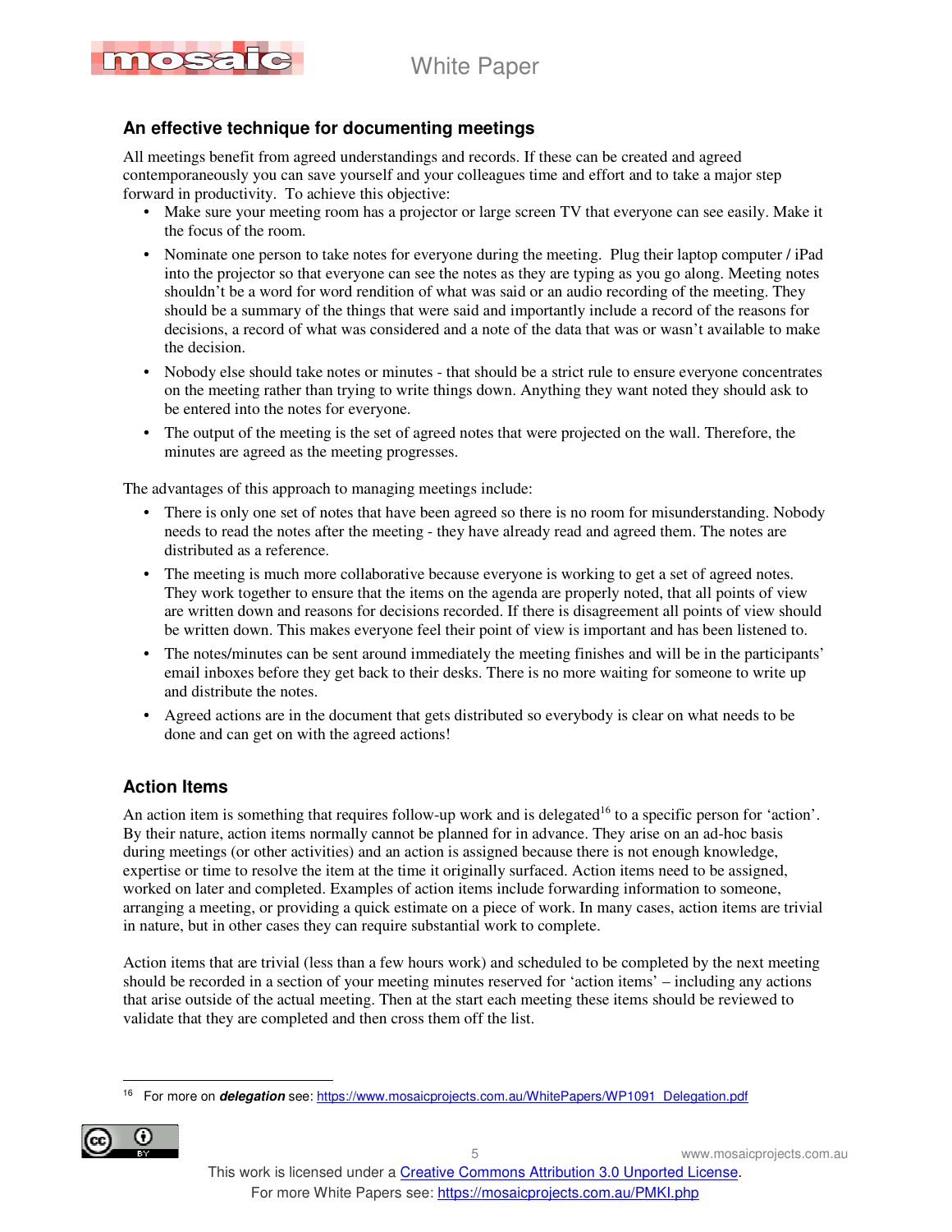## An effective technique for documenting meetings

All meetings benefit from agreed understandings and records. If these can be created and agreed contemporaneously you can save yourself and your colleagues time and effort and to take a major step forward in productivity. To achieve this objective:

- Make sure your meeting room has a projector or large screen TV that everyone can see easily. Make it the focus of the room.
- Nominate one person to take notes for everyone during the meeting. Plug their laptop computer / iPad into the projector so that everyone can see the notes as they are typing as you go along. Meeting notes shouldn't be a word for word rendition of what was said or an audio recording of the meeting. They should be a summary of the things that were said and importantly include a record of the reasons for decisions, a record of what was considered and a note of the data that was or wasn't available to make the decision.
- Nobody else should take notes or minutes - that should be a strict rule to ensure everyone concentrates on the meeting rather than trying to write things down. Anything they want noted they should ask to be entered into the notes for everyone.
- The output of the meeting is the set of agreed notes that were projected on the wall. Therefore, the minutes are agreed as the meeting progresses.

The advantages of this approach to managing meetings include:

- There is only one set of notes that have been agreed so there is no room for misunderstanding. Nobody needs to read the notes after the meeting - they have already read and agreed them. The notes are distributed as a reference.
- The meeting is much more collaborative because everyone is working to get a set of agreed notes. They work together to ensure that the items on the agenda are properly noted, that all points of view are written down and reasons for decisions recorded. If there is disagreement all points of view should be written down. This makes everyone feel their point of view is important and has been listened to.
- The notes/minutes can be sent around immediately the meeting finishes and will be in the participants' email inboxes before they get back to their desks. There is no more waiting for someone to write up and distribute the notes.
- Agreed actions are in the document that gets distributed so everybody is clear on what needs to be done and can get on with the agreed actions!

## Action Items

An action item is something that requires follow-up work and is delegated[16] to a specific person for 'action'. By their nature, action items normally cannot be planned for in advance. They arise on an ad-hoc basis during meetings (or other activities) and an action is assigned because there is not enough knowledge, expertise or time to resolve the item at the time it originally surfaced. Action items need to be assigned, worked on later and completed. Examples of action items include forwarding information to someone, arranging a meeting, or providing a quick estimate on a piece of work. In many cases, action items are trivial in nature, but in other cases they can require substantial work to complete.

Action items that are trivial (less than a few hours work) and scheduled to be completed by the next meeting should be recorded in a section of your meeting minutes reserved for 'action items' – including any actions that arise outside of the actual meeting. Then at the start each meeting these items should be reviewed to validate that they are completed and then cross them off the list.

---

[16] For more on ***delegation*** see: https://www.mosaicprojects.com.au/WhitePapers/WP1091_Delegation.pdf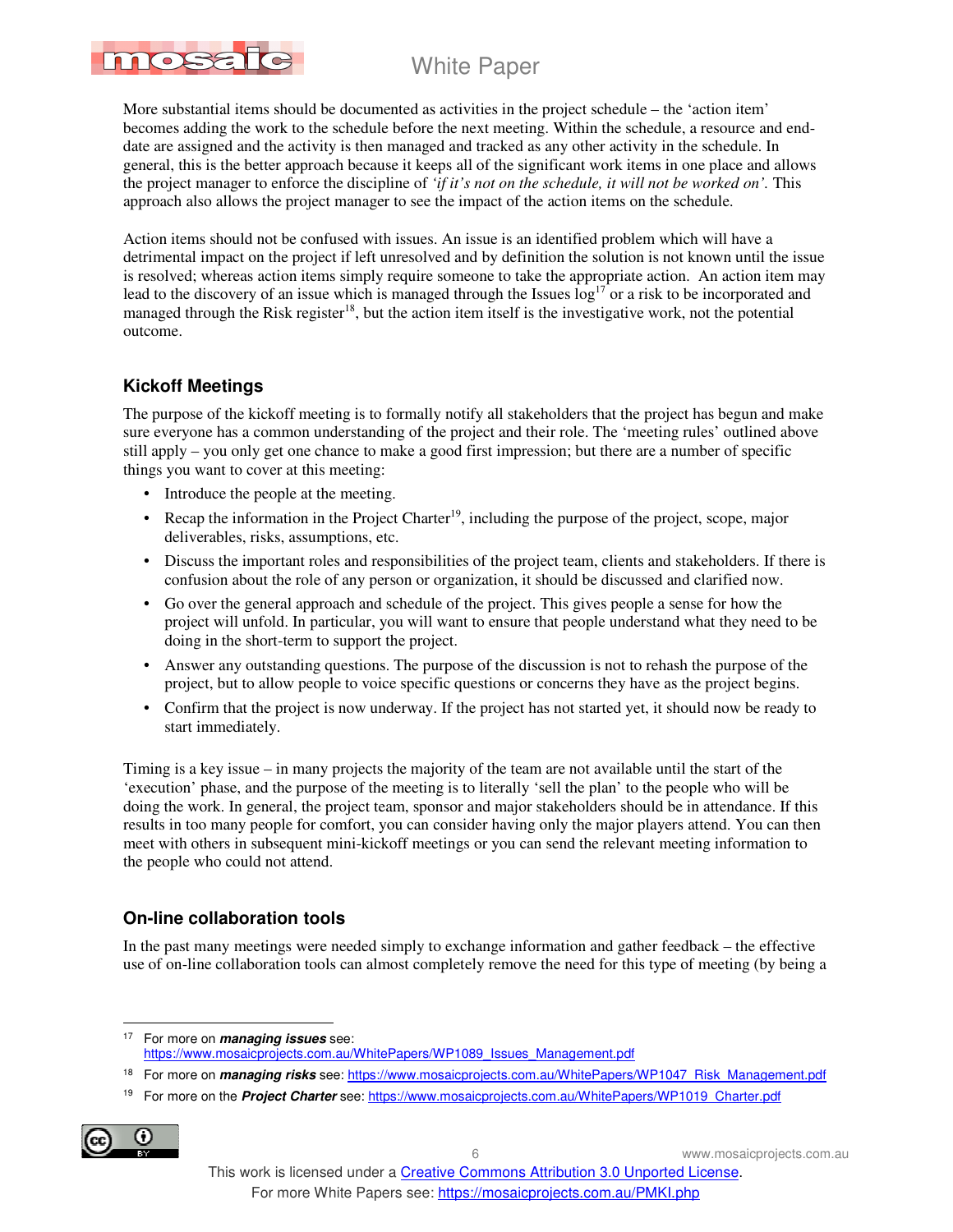More substantial items should be documented as activities in the project schedule – the 'action item' becomes adding the work to the schedule before the next meeting. Within the schedule, a resource and end-date are assigned and the activity is then managed and tracked as any other activity in the schedule. In general, this is the better approach because it keeps all of the significant work items in one place and allows the project manager to enforce the discipline of *'if it's not on the schedule, it will not be worked on'*. This approach also allows the project manager to see the impact of the action items on the schedule.

Action items should not be confused with issues. An issue is an identified problem which will have a detrimental impact on the project if left unresolved and by definition the solution is not known until the issue is resolved; whereas action items simply require someone to take the appropriate action. An action item may lead to the discovery of an issue which is managed through the Issues log[17] or a risk to be incorporated and managed through the Risk register[18], but the action item itself is the investigative work, not the potential outcome.

## Kickoff Meetings

The purpose of the kickoff meeting is to formally notify all stakeholders that the project has begun and make sure everyone has a common understanding of the project and their role. The 'meeting rules' outlined above still apply – you only get one chance to make a good first impression; but there are a number of specific things you want to cover at this meeting:

- Introduce the people at the meeting.
- Recap the information in the Project Charter[19], including the purpose of the project, scope, major deliverables, risks, assumptions, etc.
- Discuss the important roles and responsibilities of the project team, clients and stakeholders. If there is confusion about the role of any person or organization, it should be discussed and clarified now.
- Go over the general approach and schedule of the project. This gives people a sense for how the project will unfold. In particular, you will want to ensure that people understand what they need to be doing in the short-term to support the project.
- Answer any outstanding questions. The purpose of the discussion is not to rehash the purpose of the project, but to allow people to voice specific questions or concerns they have as the project begins.
- Confirm that the project is now underway. If the project has not started yet, it should now be ready to start immediately.

Timing is a key issue – in many projects the majority of the team are not available until the start of the 'execution' phase, and the purpose of the meeting is to literally 'sell the plan' to the people who will be doing the work. In general, the project team, sponsor and major stakeholders should be in attendance. If this results in too many people for comfort, you can consider having only the major players attend. You can then meet with others in subsequent mini-kickoff meetings or you can send the relevant meeting information to the people who could not attend.

## On-line collaboration tools

In the past many meetings were needed simply to exchange information and gather feedback – the effective use of on-line collaboration tools can almost completely remove the need for this type of meeting (by being a

---

17 For more on ***managing issues*** see: https://www.mosaicprojects.com.au/WhitePapers/WP1089_Issues_Management.pdf

18 For more on ***managing risks*** see: https://www.mosaicprojects.com.au/WhitePapers/WP1047_Risk_Management.pdf

19 For more on the ***Project Charter*** see: https://www.mosaicprojects.com.au/WhitePapers/WP1019_Charter.pdf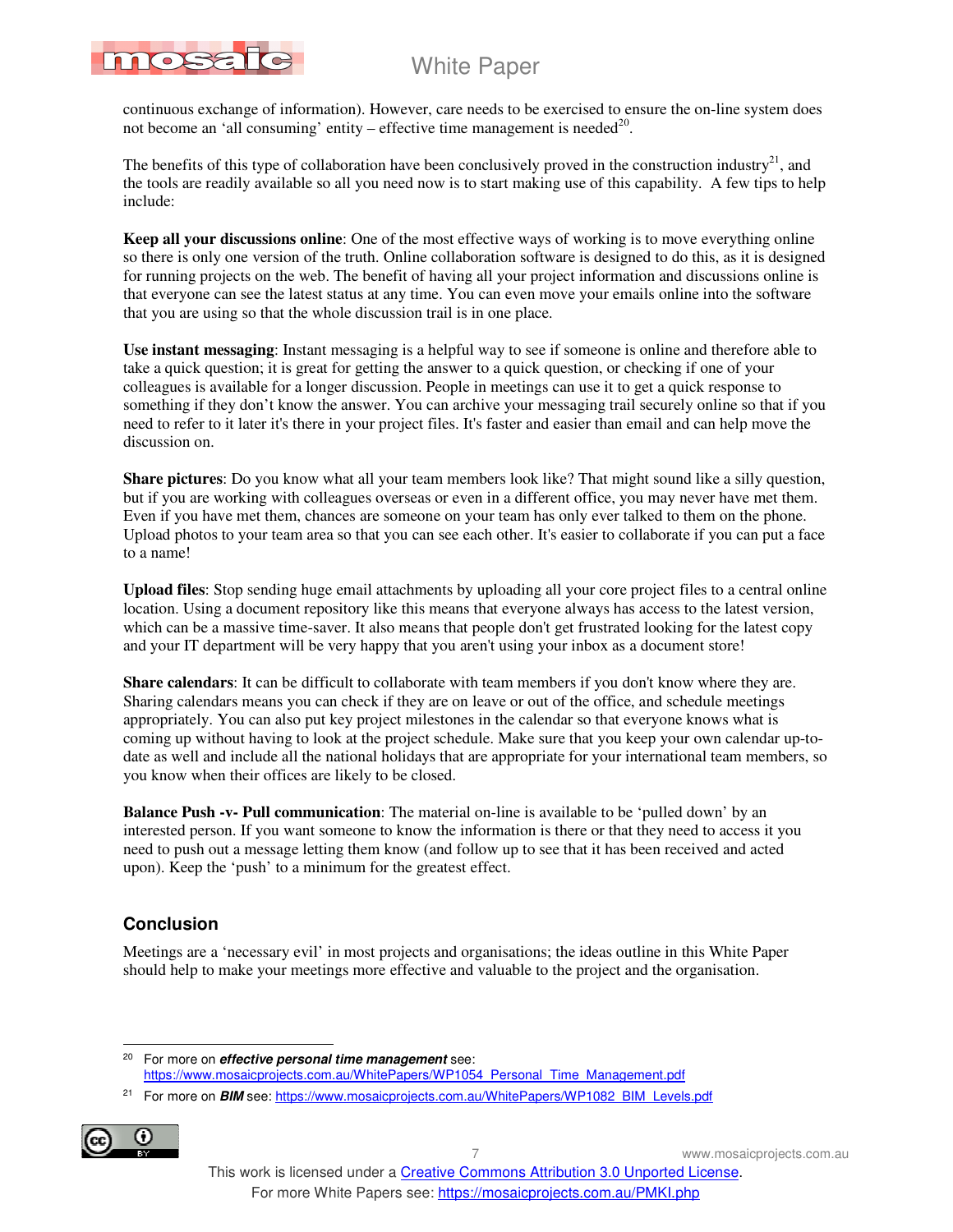continuous exchange of information). However, care needs to be exercised to ensure the on-line system does not become an 'all consuming' entity – effective time management is needed[20].

The benefits of this type of collaboration have been conclusively proved in the construction industry[21], and the tools are readily available so all you need now is to start making use of this capability. A few tips to help include:

**Keep all your discussions online**: One of the most effective ways of working is to move everything online so there is only one version of the truth. Online collaboration software is designed to do this, as it is designed for running projects on the web. The benefit of having all your project information and discussions online is that everyone can see the latest status at any time. You can even move your emails online into the software that you are using so that the whole discussion trail is in one place.

**Use instant messaging**: Instant messaging is a helpful way to see if someone is online and therefore able to take a quick question; it is great for getting the answer to a quick question, or checking if one of your colleagues is available for a longer discussion. People in meetings can use it to get a quick response to something if they don't know the answer. You can archive your messaging trail securely online so that if you need to refer to it later it's there in your project files. It's faster and easier than email and can help move the discussion on.

**Share pictures**: Do you know what all your team members look like? That might sound like a silly question, but if you are working with colleagues overseas or even in a different office, you may never have met them. Even if you have met them, chances are someone on your team has only ever talked to them on the phone. Upload photos to your team area so that you can see each other. It's easier to collaborate if you can put a face to a name!

**Upload files**: Stop sending huge email attachments by uploading all your core project files to a central online location. Using a document repository like this means that everyone always has access to the latest version, which can be a massive time-saver. It also means that people don't get frustrated looking for the latest copy and your IT department will be very happy that you aren't using your inbox as a document store!

**Share calendars**: It can be difficult to collaborate with team members if you don't know where they are. Sharing calendars means you can check if they are on leave or out of the office, and schedule meetings appropriately. You can also put key project milestones in the calendar so that everyone knows what is coming up without having to look at the project schedule. Make sure that you keep your own calendar up-to-date as well and include all the national holidays that are appropriate for your international team members, so you know when their offices are likely to be closed.

**Balance Push -v- Pull communication**: The material on-line is available to be 'pulled down' by an interested person. If you want someone to know the information is there or that they need to access it you need to push out a message letting them know (and follow up to see that it has been received and acted upon). Keep the 'push' to a minimum for the greatest effect.

## Conclusion

Meetings are a 'necessary evil' in most projects and organisations; the ideas outline in this White Paper should help to make your meetings more effective and valuable to the project and the organisation.

---

[20] For more on ***effective personal time management*** see: https://www.mosaicprojects.com.au/WhitePapers/WP1054_Personal_Time_Management.pdf

[21] For more on ***BIM*** see: https://www.mosaicprojects.com.au/WhitePapers/WP1082_BIM_Levels.pdf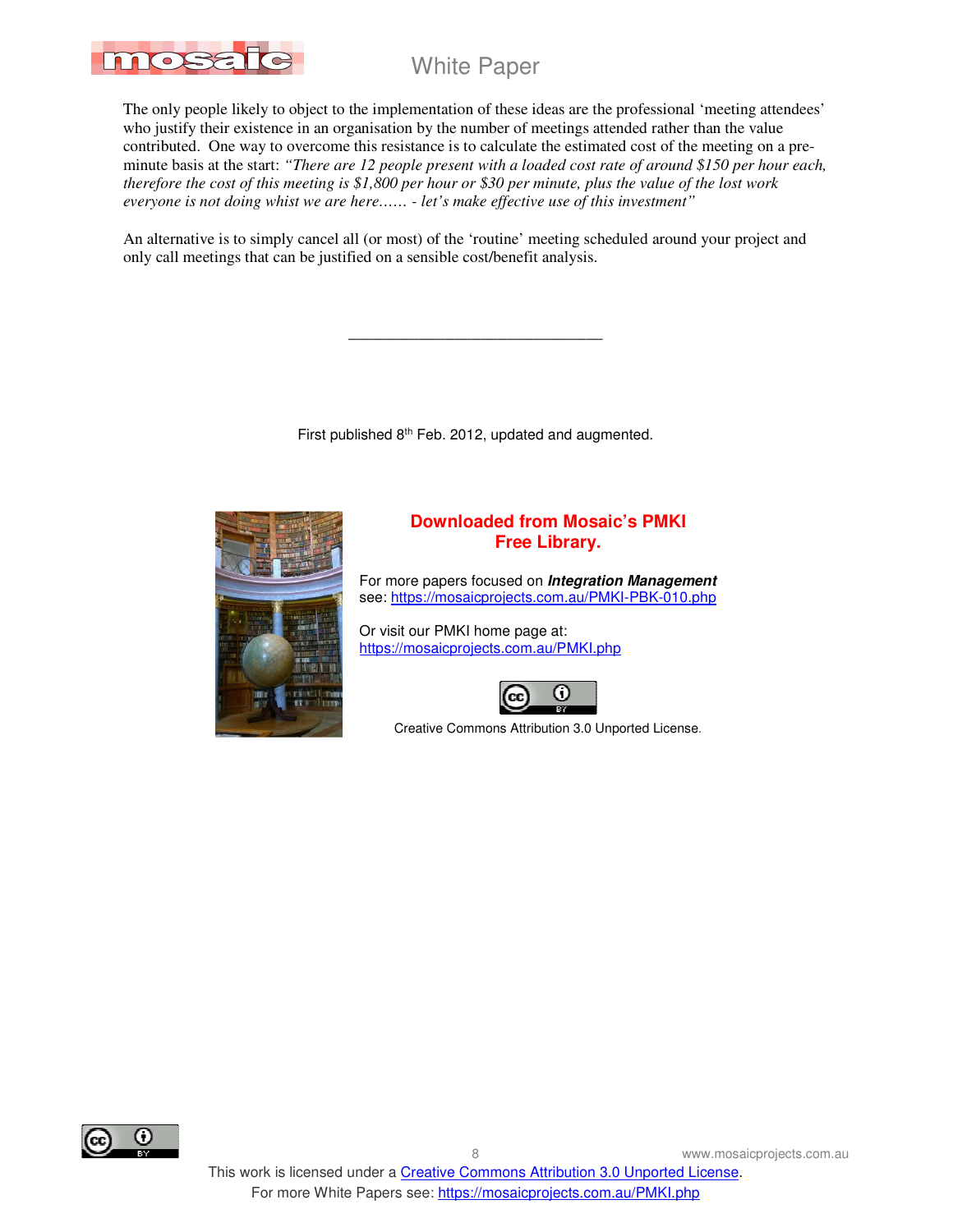The only people likely to object to the implementation of these ideas are the professional 'meeting attendees' who justify their existence in an organisation by the number of meetings attended rather than the value contributed. One way to overcome this resistance is to calculate the estimated cost of the meeting on a pre-minute basis at the start: *"There are 12 people present with a loaded cost rate of around $150 per hour each, therefore the cost of this meeting is $1,800 per hour or $30 per minute, plus the value of the lost work everyone is not doing whilst we are here…… - let's make effective use of this investment"*

An alternative is to simply cancel all (or most) of the 'routine' meeting scheduled around your project and only call meetings that can be justified on a sensible cost/benefit analysis.

---

First published 8th Feb. 2012, updated and augmented.

**Downloaded from Mosaic's PMKI Free Library.**

For more papers focused on ***Integration Management*** see: https://mosaicprojects.com.au/PMKI-PBK-010.php

Or visit our PMKI home page at: https://mosaicprojects.com.au/PMKI.php

Creative Commons Attribution 3.0 Unported License.